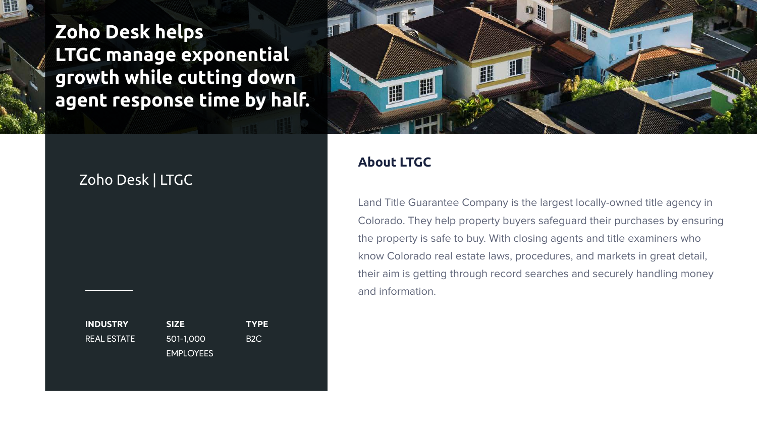# Zoho Desk helps LTGC manage exponential growth while cutting down agent response time by half.

Zoho Desk | LTGC

| INDUSTRY | SIZE | TYPE |
| --- | --- | --- |
| REAL ESTATE | 501-1,000 EMPLOYEES | B2C |

## About LTGC

Land Title Guarantee Company is the largest locally-owned title agency in Colorado. They help property buyers safeguard their purchases by ensuring the property is safe to buy. With closing agents and title examiners who know Colorado real estate laws, procedures, and markets in great detail, their aim is getting through record searches and securely handling money and information.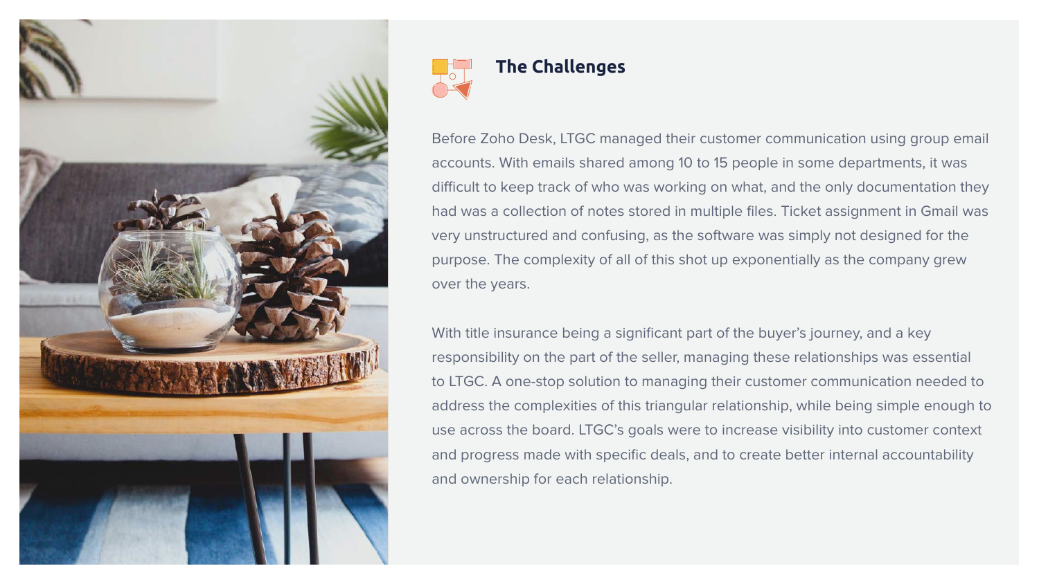## The Challenges

Before Zoho Desk, LTGC managed their customer communication using group email accounts. With emails shared among 10 to 15 people in some departments, it was difficult to keep track of who was working on what, and the only documentation they had was a collection of notes stored in multiple files. Ticket assignment in Gmail was very unstructured and confusing, as the software was simply not designed for the purpose. The complexity of all of this shot up exponentially as the company grew over the years.

With title insurance being a significant part of the buyer's journey, and a key responsibility on the part of the seller, managing these relationships was essential to LTGC. A one-stop solution to managing their customer communication needed to address the complexities of this triangular relationship, while being simple enough to use across the board. LTGC's goals were to increase visibility into customer context and progress made with specific deals, and to create better internal accountability and ownership for each relationship.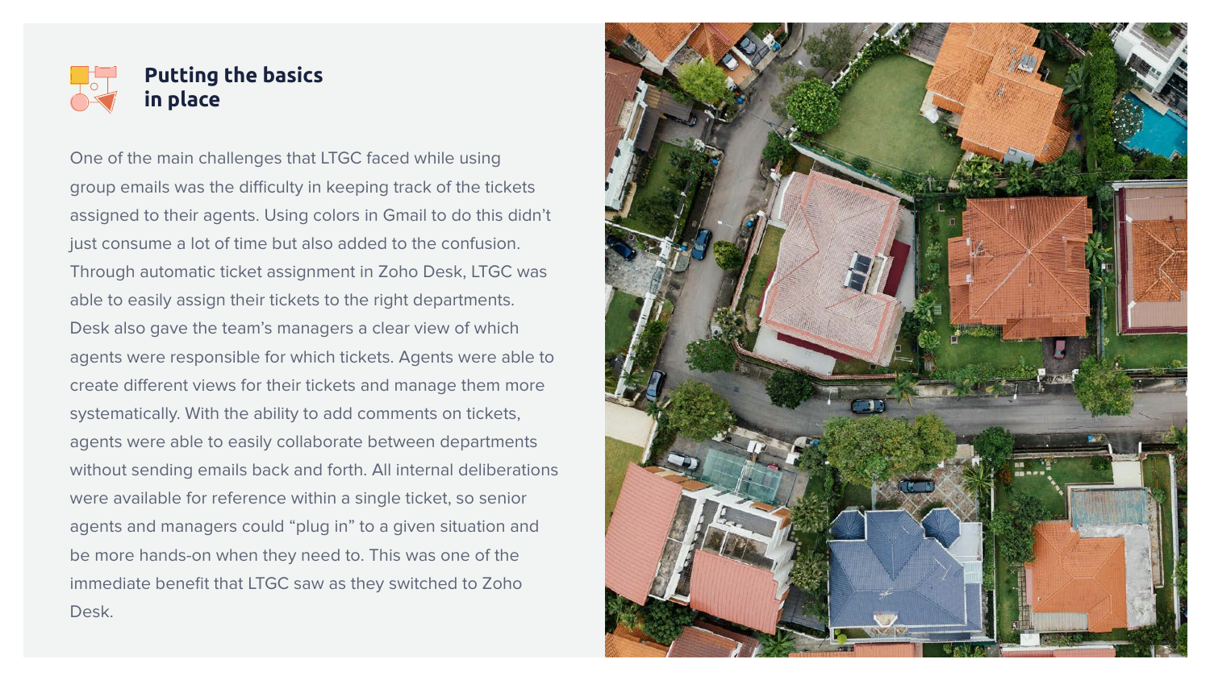## Putting the basics in place

One of the main challenges that LTGC faced while using group emails was the difficulty in keeping track of the tickets assigned to their agents. Using colors in Gmail to do this didn't just consume a lot of time but also added to the confusion. Through automatic ticket assignment in Zoho Desk, LTGC was able to easily assign their tickets to the right departments. Desk also gave the team's managers a clear view of which agents were responsible for which tickets. Agents were able to create different views for their tickets and manage them more systematically. With the ability to add comments on tickets, agents were able to easily collaborate between departments without sending emails back and forth. All internal deliberations were available for reference within a single ticket, so senior agents and managers could "plug in" to a given situation and be more hands-on when they need to. This was one of the immediate benefit that LTGC saw as they switched to Zoho Desk.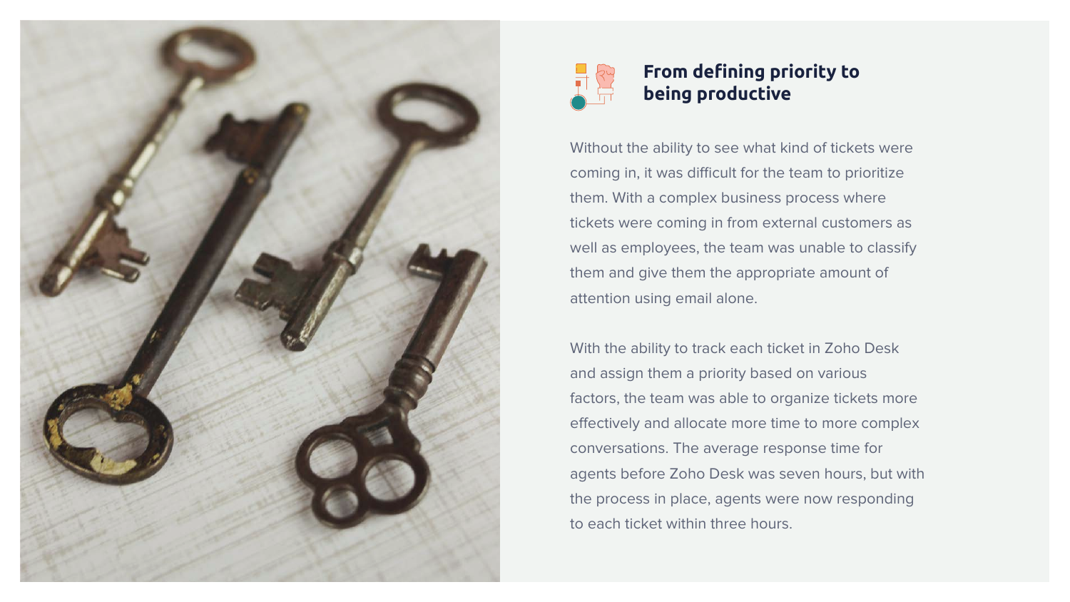## From defining priority to being productive

Without the ability to see what kind of tickets were coming in, it was difficult for the team to prioritize them. With a complex business process where tickets were coming in from external customers as well as employees, the team was unable to classify them and give them the appropriate amount of attention using email alone.

With the ability to track each ticket in Zoho Desk and assign them a priority based on various factors, the team was able to organize tickets more effectively and allocate more time to more complex conversations. The average response time for agents before Zoho Desk was seven hours, but with the process in place, agents were now responding to each ticket within three hours.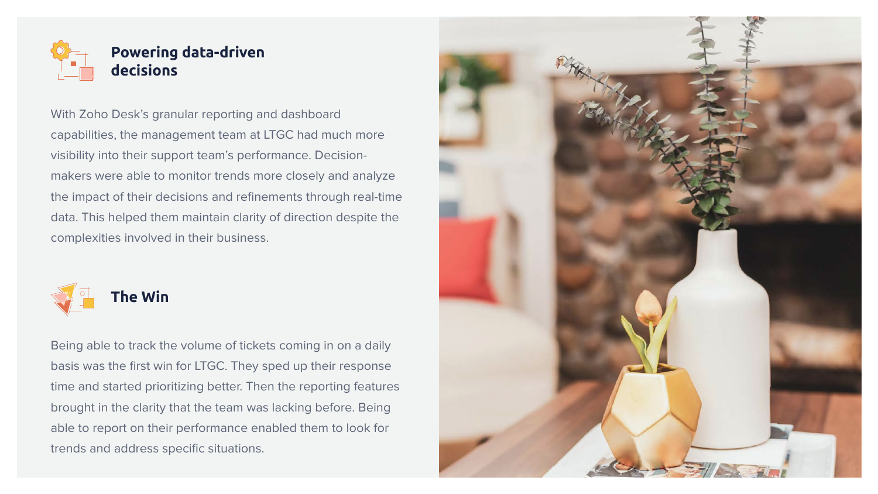## Powering data-driven decisions

With Zoho Desk's granular reporting and dashboard capabilities, the management team at LTGC had much more visibility into their support team's performance. Decision-makers were able to monitor trends more closely and analyze the impact of their decisions and refinements through real-time data. This helped them maintain clarity of direction despite the complexities involved in their business.

## The Win

Being able to track the volume of tickets coming in on a daily basis was the first win for LTGC. They sped up their response time and started prioritizing better. Then the reporting features brought in the clarity that the team was lacking before. Being able to report on their performance enabled them to look for trends and address specific situations.